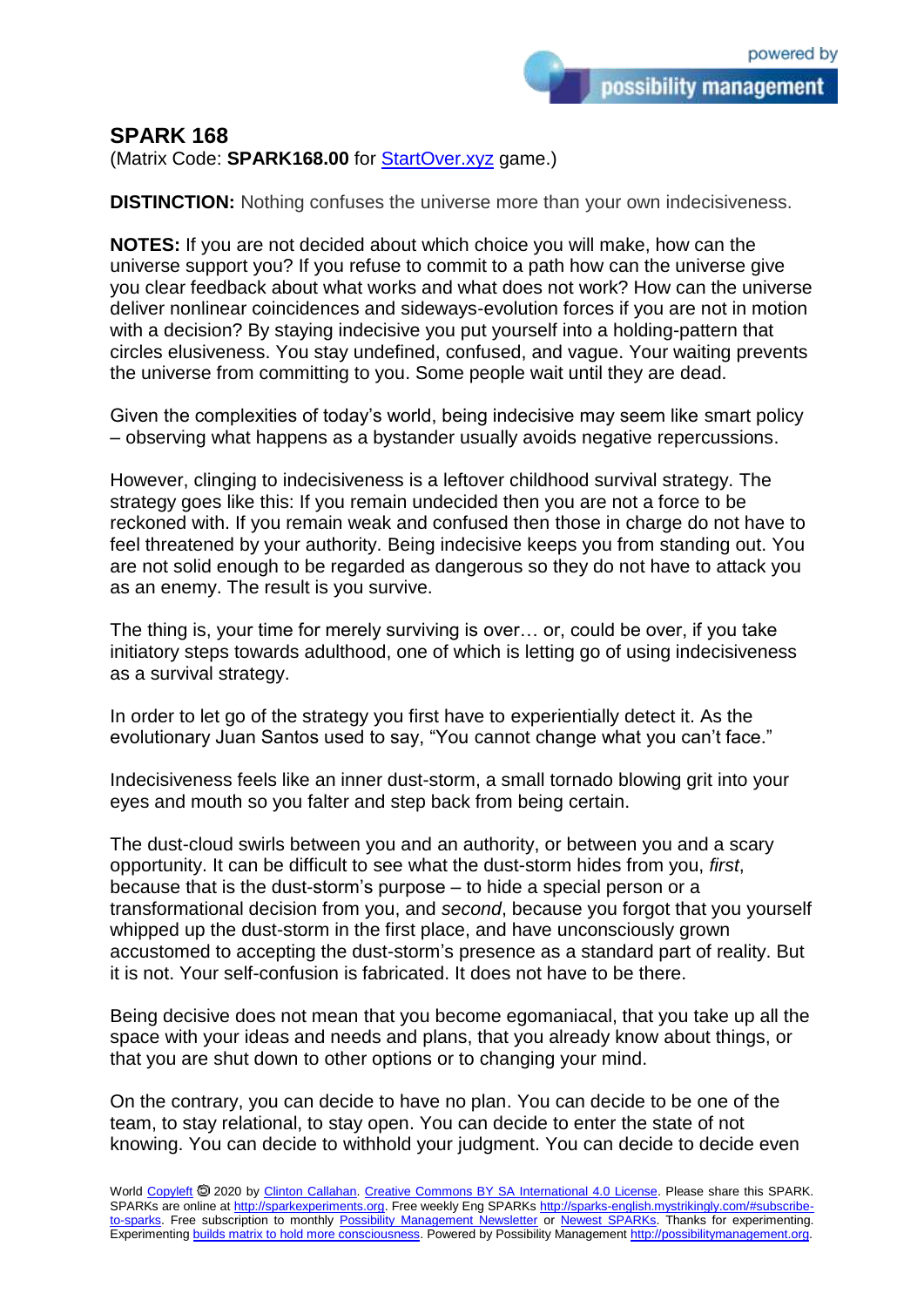## SPARK 168

(Matrix Code: **SPARK168.00** for [StartOver.xyz](StartOver.xyz) game.)

**DISTINCTION:** Nothing confuses the universe more than your own indecisiveness.

**NOTES:** If you are not decided about which choice you will make, how can the universe support you? If you refuse to commit to a path how can the universe give you clear feedback about what works and what does not work? How can the universe deliver nonlinear coincidences and sideways-evolution forces if you are not in motion with a decision? By staying indecisive you put yourself into a holding-pattern that circles elusiveness. You stay undefined, confused, and vague. Your waiting prevents the universe from committing to you. Some people wait until they are dead.

Given the complexities of today's world, being indecisive may seem like smart policy – observing what happens as a bystander usually avoids negative repercussions.

However, clinging to indecisiveness is a leftover childhood survival strategy. The strategy goes like this: If you remain undecided then you are not a force to be reckoned with. If you remain weak and confused then those in charge do not have to feel threatened by your authority. Being indecisive keeps you from standing out. You are not solid enough to be regarded as dangerous so they do not have to attack you as an enemy. The result is you survive.

The thing is, your time for merely surviving is over… or, could be over, if you take initiatory steps towards adulthood, one of which is letting go of using indecisiveness as a survival strategy.

In order to let go of the strategy you first have to experientially detect it. As the evolutionary Juan Santos used to say, "You cannot change what you can't face."

Indecisiveness feels like an inner dust-storm, a small tornado blowing grit into your eyes and mouth so you falter and step back from being certain.

The dust-cloud swirls between you and an authority, or between you and a scary opportunity. It can be difficult to see what the dust-storm hides from you, *first*, because that is the dust-storm's purpose – to hide a special person or a transformational decision from you, and *second*, because you forgot that you yourself whipped up the dust-storm in the first place, and have unconsciously grown accustomed to accepting the dust-storm's presence as a standard part of reality. But it is not. Your self-confusion is fabricated. It does not have to be there.

Being decisive does not mean that you become egomaniacal, that you take up all the space with your ideas and needs and plans, that you already know about things, or that you are shut down to other options or to changing your mind.

On the contrary, you can decide to have no plan. You can decide to be one of the team, to stay relational, to stay open. You can decide to enter the state of not knowing. You can decide to withhold your judgment. You can decide to decide even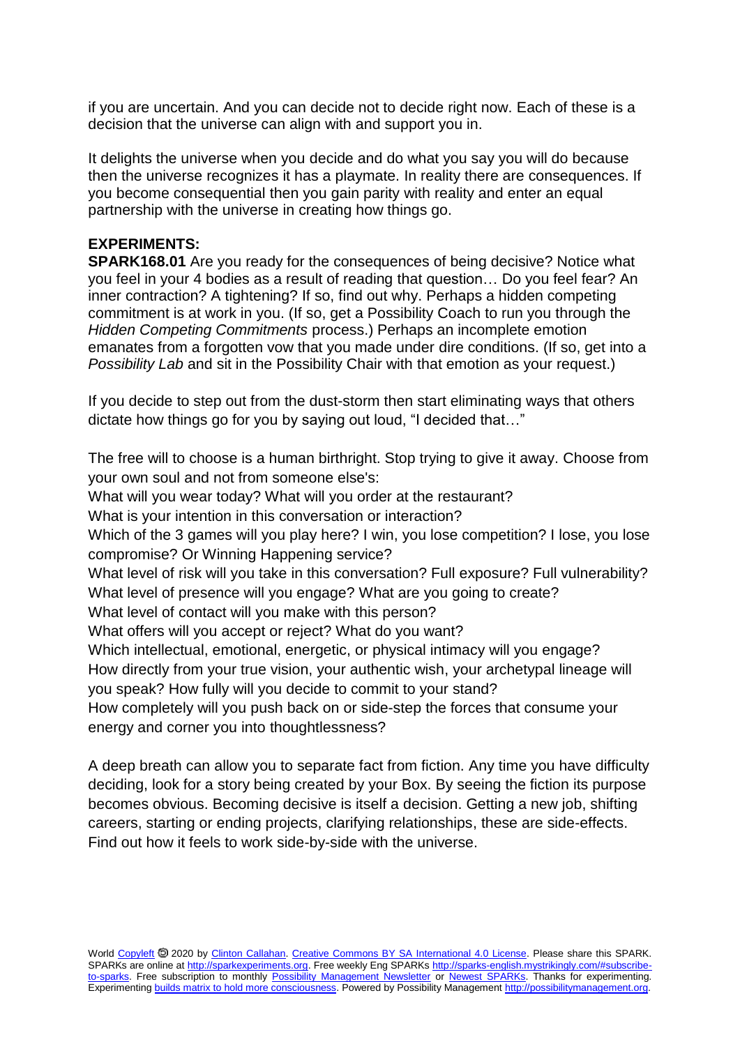if you are uncertain. And you can decide not to decide right now. Each of these is a decision that the universe can align with and support you in.

It delights the universe when you decide and do what you say you will do because then the universe recognizes it has a playmate. In reality there are consequences. If you become consequential then you gain parity with reality and enter an equal partnership with the universe in creating how things go.

**EXPERIMENTS:**

**SPARK168.01** Are you ready for the consequences of being decisive? Notice what you feel in your 4 bodies as a result of reading that question… Do you feel fear? An inner contraction? A tightening? If so, find out why. Perhaps a hidden competing commitment is at work in you. (If so, get a Possibility Coach to run you through the *Hidden Competing Commitments* process.) Perhaps an incomplete emotion emanates from a forgotten vow that you made under dire conditions. (If so, get into a *Possibility Lab* and sit in the Possibility Chair with that emotion as your request.)

If you decide to step out from the dust-storm then start eliminating ways that others dictate how things go for you by saying out loud, "I decided that…"

The free will to choose is a human birthright. Stop trying to give it away. Choose from your own soul and not from someone else's:
What will you wear today? What will you order at the restaurant?
What is your intention in this conversation or interaction?
Which of the 3 games will you play here? I win, you lose competition? I lose, you lose compromise? Or Winning Happening service?
What level of risk will you take in this conversation? Full exposure? Full vulnerability?
What level of presence will you engage? What are you going to create?
What level of contact will you make with this person?
What offers will you accept or reject? What do you want?
Which intellectual, emotional, energetic, or physical intimacy will you engage?
How directly from your true vision, your authentic wish, your archetypal lineage will you speak? How fully will you decide to commit to your stand?
How completely will you push back on or side-step the forces that consume your energy and corner you into thoughtlessness?

A deep breath can allow you to separate fact from fiction. Any time you have difficulty deciding, look for a story being created by your Box. By seeing the fiction its purpose becomes obvious. Becoming decisive is itself a decision. Getting a new job, shifting careers, starting or ending projects, clarifying relationships, these are side-effects. Find out how it feels to work side-by-side with the universe.

World Copyleft 🄯 2020 by Clinton Callahan. Creative Commons BY SA International 4.0 License. Please share this SPARK. SPARKs are online at http://sparkexperiments.org. Free weekly Eng SPARKs http://sparks-english.mystrikingly.com/#subscribe-to-sparks. Free subscription to monthly Possibility Management Newsletter or Newest SPARKs. Thanks for experimenting. Experimenting builds matrix to hold more consciousness. Powered by Possibility Management http://possibilitymanagement.org.